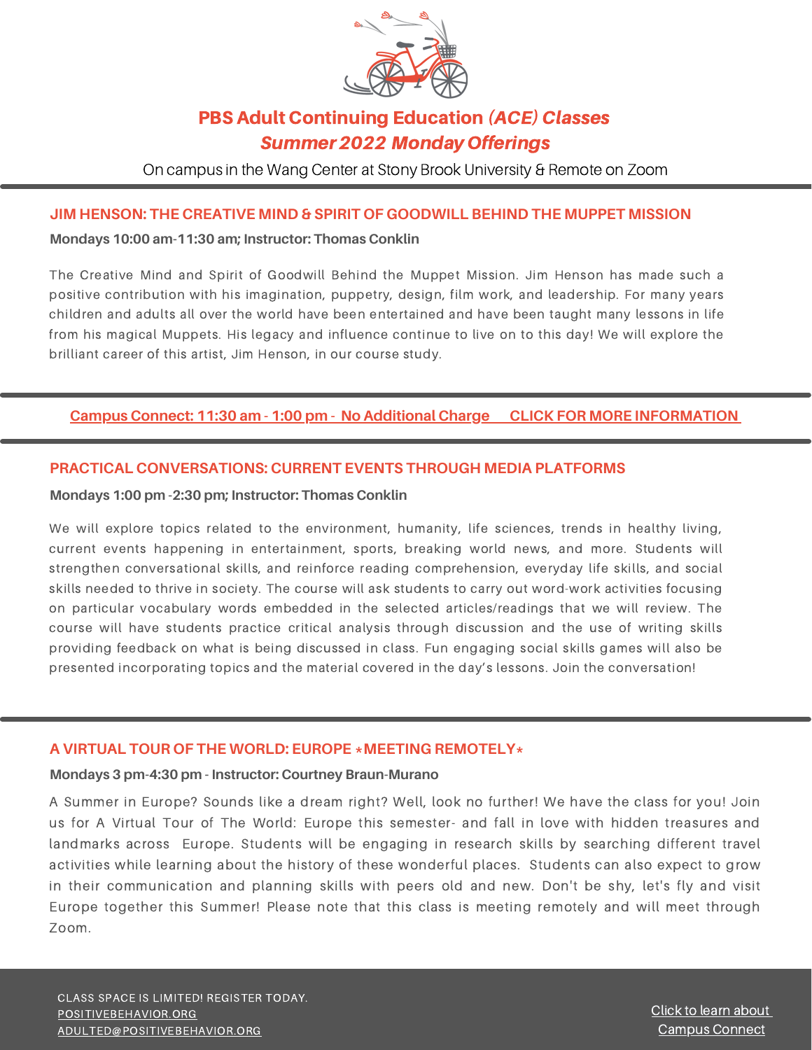# PBS Adult Continuing Education *(ACE) Classes*

## *Summer 2022 Monday Offerings*

On campus in the Wang Center at Stony Brook University & Remote on Zoom

---

### JIM HENSON: THE CREATIVE MIND & SPIRIT OF GOODWILL BEHIND THE MUPPET MISSION

**Mondays 10:00 am-11:30 am; Instructor: Thomas Conklin**

The Creative Mind and Spirit of Goodwill Behind the Muppet Mission. Jim Henson has made such a positive contribution with his imagination, puppetry, design, film work, and leadership. For many years children and adults all over the world have been entertained and have been taught many lessons in life from his magical Muppets. His legacy and influence continue to live on to this day! We will explore the brilliant career of this artist, Jim Henson, in our course study.

---

Campus Connect: 11:30 am - 1:00 pm - No Additional Charge CLICK FOR MORE INFORMATION

---

### PRACTICAL CONVERSATIONS: CURRENT EVENTS THROUGH MEDIA PLATFORMS

**Mondays 1:00 pm -2:30 pm; Instructor: Thomas Conklin**

We will explore topics related to the environment, humanity, life sciences, trends in healthy living, current events happening in entertainment, sports, breaking world news, and more. Students will strengthen conversational skills, and reinforce reading comprehension, everyday life skills, and social skills needed to thrive in society. The course will ask students to carry out word-work activities focusing on particular vocabulary words embedded in the selected articles/readings that we will review. The course will have students practice critical analysis through discussion and the use of writing skills providing feedback on what is being discussed in class. Fun engaging social skills games will also be presented incorporating topics and the material covered in the day's lessons. Join the conversation!

---

### A VIRTUAL TOUR OF THE WORLD: EUROPE *MEETING REMOTELY*

**Mondays 3 pm-4:30 pm - Instructor: Courtney Braun-Murano**

A Summer in Europe? Sounds like a dream right? Well, look no further! We have the class for you! Join us for A Virtual Tour of The World: Europe this semester- and fall in love with hidden treasures and landmarks across Europe. Students will be engaging in research skills by searching different travel activities while learning about the history of these wonderful places. Students can also expect to grow in their communication and planning skills with peers old and new. Don't be shy, let's fly and visit Europe together this Summer! Please note that this class is meeting remotely and will meet through Zoom.

---

CLASS SPACE IS LIMITED! REGISTER TODAY.
POSITIVEBEHAVIOR.ORG
ADULTED@POSITIVEBEHAVIOR.ORG

Click to learn about Campus Connect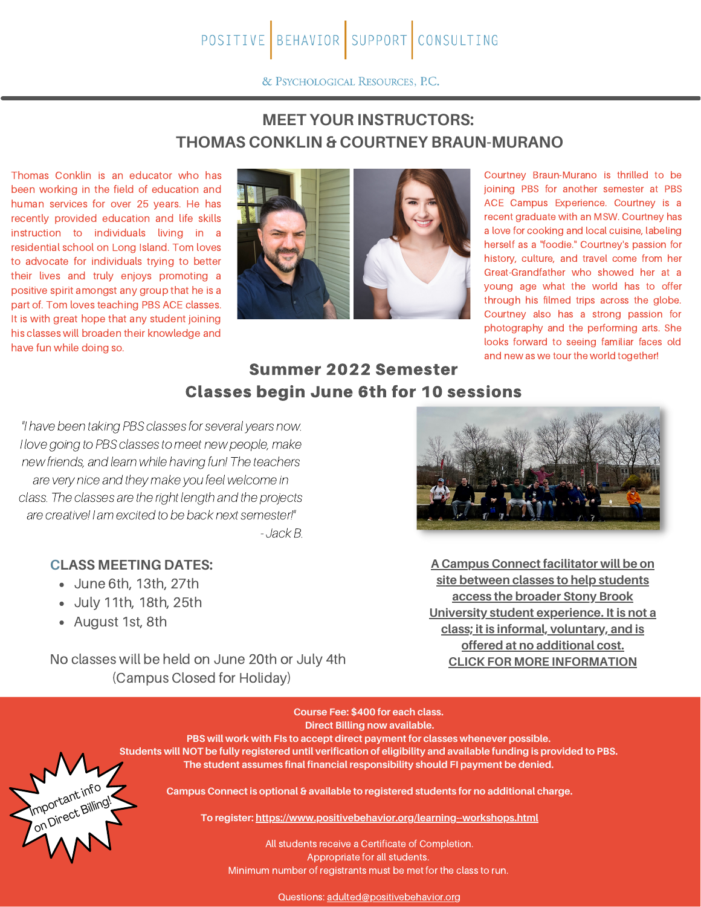POSITIVE | BEHAVIOR | SUPPORT | CONSULTING

& PSYCHOLOGICAL RESOURCES, P.C.

## MEET YOUR INSTRUCTORS: THOMAS CONKLIN & COURTNEY BRAUN-MURANO

Thomas Conklin is an educator who has been working in the field of education and human services for over 25 years. He has recently provided education and life skills instruction to individuals living in a residential school on Long Island. Tom loves to advocate for individuals trying to better their lives and truly enjoys promoting a positive spirit amongst any group that he is a part of. Tom loves teaching PBS ACE classes. It is with great hope that any student joining his classes will broaden their knowledge and have fun while doing so.

Courtney Braun-Murano is thrilled to be joining PBS for another semester at PBS ACE Campus Experience. Courtney is a recent graduate with an MSW. Courtney has a love for cooking and local cuisine, labeling herself as a "foodie." Courtney's passion for history, culture, and travel come from her Great-Grandfather who showed her at a young age what the world has to offer through his filmed trips across the globe. Courtney also has a strong passion for photography and the performing arts. She looks forward to seeing familiar faces old and new as we tour the world together!

## Summer 2022 Semester
## Classes begin June 6th for 10 sessions

*"I have been taking PBS classes for several years now. I love going to PBS classes to meet new people, make new friends, and learn while having fun! The teachers are very nice and they make you feel welcome in class. The classes are the right length and the projects are creative! I am excited to be back next semester!"*
*- Jack B.*

### CLASS MEETING DATES:

- June 6th, 13th, 27th
- July 11th, 18th, 25th
- August 1st, 8th

No classes will be held on June 20th or July 4th (Campus Closed for Holiday)

**A Campus Connect facilitator will be on site between classes to help students access the broader Stony Brook University student experience. It is not a class; it is informal, voluntary, and is offered at no additional cost.**
**CLICK FOR MORE INFORMATION**

Important info on Direct Billing!

**Course Fee: $400 for each class.**
**Direct Billing now available.**
**PBS will work with FIs to accept direct payment for classes whenever possible.**
**Students will NOT be fully registered until verification of eligibility and available funding is provided to PBS.**
**The student assumes final financial responsibility should FI payment be denied.**

**Campus Connect is optional & available to registered students for no additional charge.**

**To register: https://www.positivebehavior.org/learning--workshops.html**

All students receive a Certificate of Completion.
Appropriate for all students.
Minimum number of registrants must be met for the class to run.

Questions: adulted@positivebehavior.org